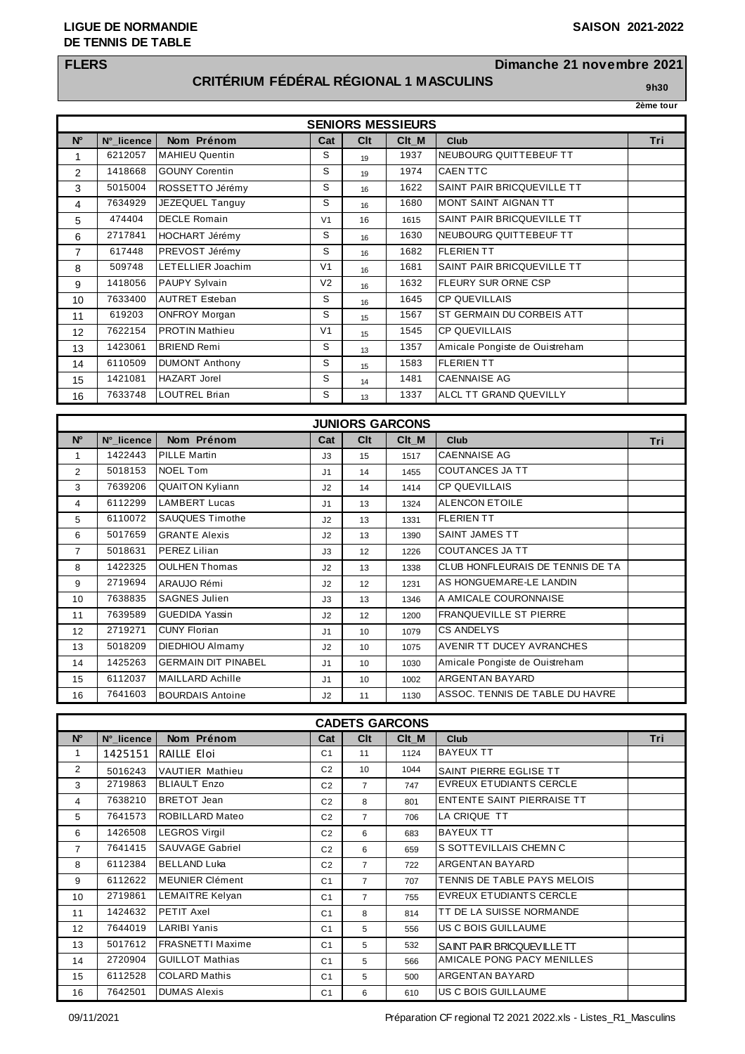**LIGUE DE NORMANDIE**
**DE TENNIS DE TABLE**

**SAISON 2021-2022**

**FLERS**

**Dimanche 21 novembre 2021**

# CRITÉRIUM FÉDÉRAL RÉGIONAL 1 MASCULINS

**9h30**

**2ème tour**

## SENIORS MESSIEURS

| N° | N°_licence | Nom Prénom | Cat | Clt | Clt_M | Club | Tri |
|---|---|---|---|---|---|---|---|
| 1 | 6212057 | MAHIEU Quentin | S | 19 | 1937 | NEUBOURG QUITTEBEUF TT | |
| 2 | 1418668 | GOUNY Corentin | S | 19 | 1974 | CAEN TTC | |
| 3 | 5015004 | ROSSETTO Jérémy | S | 16 | 1622 | SAINT PAIR BRICQUEVILLE TT | |
| 4 | 7634929 | JEZEQUEL Tanguy | S | 16 | 1680 | MONT SAINT AIGNAN TT | |
| 5 | 474404 | DECLE Romain | V1 | 16 | 1615 | SAINT PAIR BRICQUEVILLE TT | |
| 6 | 2717841 | HOCHART Jérémy | S | 16 | 1630 | NEUBOURG QUITTEBEUF TT | |
| 7 | 617448 | PREVOST Jérémy | S | 16 | 1682 | FLERIEN TT | |
| 8 | 509748 | LETELLIER Joachim | V1 | 16 | 1681 | SAINT PAIR BRICQUEVILLE TT | |
| 9 | 1418056 | PAUPY Sylvain | V2 | 16 | 1632 | FLEURY SUR ORNE CSP | |
| 10 | 7633400 | AUTRET Esteban | S | 16 | 1645 | CP QUEVILLAIS | |
| 11 | 619203 | ONFROY Morgan | S | 15 | 1567 | ST GERMAIN DU CORBEIS ATT | |
| 12 | 7622154 | PROTIN Mathieu | V1 | 15 | 1545 | CP QUEVILLAIS | |
| 13 | 1423061 | BRIEND Remi | S | 13 | 1357 | Amicale Pongiste de Ouistreham | |
| 14 | 6110509 | DUMONT Anthony | S | 15 | 1583 | FLERIEN TT | |
| 15 | 1421081 | HAZART Jorel | S | 14 | 1481 | CAENNAISE AG | |
| 16 | 7633748 | LOUTREL Brian | S | 13 | 1337 | ALCL TT GRAND QUEVILLY | |

## JUNIORS GARCONS

| N° | N°_licence | Nom Prénom | Cat | Clt | Clt_M | Club | Tri |
|---|---|---|---|---|---|---|---|
| 1 | 1422443 | PILLE Martin | J3 | 15 | 1517 | CAENNAISE AG | |
| 2 | 5018153 | NOEL Tom | J1 | 14 | 1455 | COUTANCES JA TT | |
| 3 | 7639206 | QUAITON Kyliann | J2 | 14 | 1414 | CP QUEVILLAIS | |
| 4 | 6112299 | LAMBERT Lucas | J1 | 13 | 1324 | ALENCON ETOILE | |
| 5 | 6110072 | SAUQUES Timothe | J2 | 13 | 1331 | FLERIEN TT | |
| 6 | 5017659 | GRANTE Alexis | J2 | 13 | 1390 | SAINT JAMES TT | |
| 7 | 5018631 | PEREZ Lilian | J3 | 12 | 1226 | COUTANCES JA TT | |
| 8 | 1422325 | OULHEN Thomas | J2 | 13 | 1338 | CLUB HONFLEURAIS DE TENNIS DE TA | |
| 9 | 2719694 | ARAUJO Rémi | J2 | 12 | 1231 | AS HONGUEMARE-LE LANDIN | |
| 10 | 7638835 | SAGNES Julien | J3 | 13 | 1346 | A AMICALE COURONNAISE | |
| 11 | 7639589 | GUEDIDA Yassin | J2 | 12 | 1200 | FRANQUEVILLE ST PIERRE | |
| 12 | 2719271 | CUNY Florian | J1 | 10 | 1079 | CS ANDELYS | |
| 13 | 5018209 | DIEDHIOU Almamy | J2 | 10 | 1075 | AVENIR TT DUCEY AVRANCHES | |
| 14 | 1425263 | GERMAIN DIT PINABEL | J1 | 10 | 1030 | Amicale Pongiste de Ouistreham | |
| 15 | 6112037 | MAILLARD Achille | J1 | 10 | 1002 | ARGENTAN BAYARD | |
| 16 | 7641603 | BOURDAIS Antoine | J2 | 11 | 1130 | ASSOC. TENNIS DE TABLE DU HAVRE | |

## CADETS GARCONS

| N° | N°_licence | Nom Prénom | Cat | Clt | Clt_M | Club | Tri |
|---|---|---|---|---|---|---|---|
| 1 | 1425151 | RAILLE Eloi | C1 | 11 | 1124 | BAYEUX TT | |
| 2 | 5016243 | VAUTIER Mathieu | C2 | 10 | 1044 | SAINT PIERRE EGLISE TT | |
| 3 | 2719863 | BLIAULT Enzo | C2 | 7 | 747 | EVREUX ETUDIANTS CERCLE | |
| 4 | 7638210 | BRETOT Jean | C2 | 8 | 801 | ENTENTE SAINT PIERRAISE TT | |
| 5 | 7641573 | ROBILLARD Mateo | C2 | 7 | 706 | LA CRIQUE TT | |
| 6 | 1426508 | LEGROS Virgil | C2 | 6 | 683 | BAYEUX TT | |
| 7 | 7641415 | SAUVAGE Gabriel | C2 | 6 | 659 | S SOTTEVILLAIS CHEMN C | |
| 8 | 6112384 | BELLAND Luka | C2 | 7 | 722 | ARGENTAN BAYARD | |
| 9 | 6112622 | MEUNIER Clément | C1 | 7 | 707 | TENNIS DE TABLE PAYS MELOIS | |
| 10 | 2719861 | LEMAITRE Kelyan | C1 | 7 | 755 | EVREUX ETUDIANTS CERCLE | |
| 11 | 1424632 | PETIT Axel | C1 | 8 | 814 | TT DE LA SUISSE NORMANDE | |
| 12 | 7644019 | LARIBI Yanis | C1 | 5 | 556 | US C BOIS GUILLAUME | |
| 13 | 5017612 | FRASNETTI Maxime | C1 | 5 | 532 | SAINT PAIR BRICQUEVILLE TT | |
| 14 | 2720904 | GUILLOT Mathias | C1 | 5 | 566 | AMICALE PONG PACY MENILLES | |
| 15 | 6112528 | COLARD Mathis | C1 | 5 | 500 | ARGENTAN BAYARD | |
| 16 | 7642501 | DUMAS Alexis | C1 | 6 | 610 | US C BOIS GUILLAUME | |

09/11/2021 Préparation CF regional T2 2021 2022.xls - Listes_R1_Masculins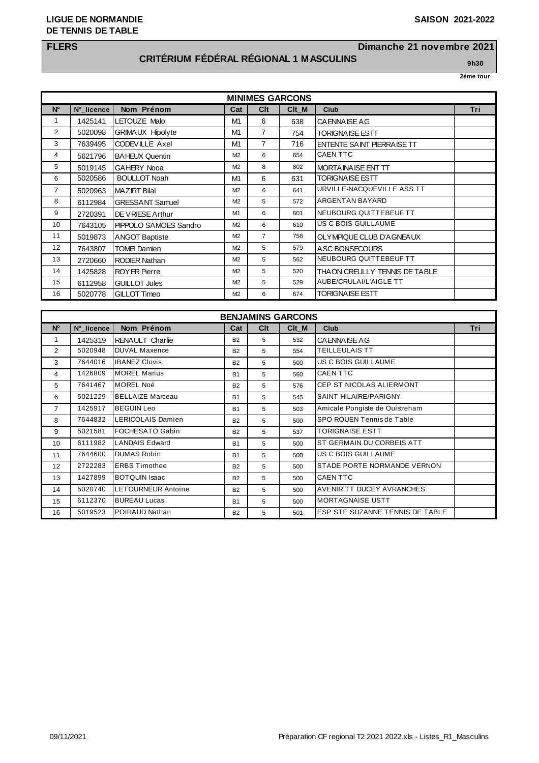**LIGUE DE NORMANDIE**
**DE TENNIS DE TABLE**

**SAISON 2021-2022**

**FLERS**

**Dimanche 21 novembre 2021**

## CRITÉRIUM FÉDÉRAL RÉGIONAL 1 MASCULINS

**9h30**

**2ème tour**

| MINIMES GARCONS | | | | | | | |
|---|---|---|---|---|---|---|---|
| **N°** | **N°_licence** | **Nom Prénom** | **Cat** | **Clt** | **Clt_M** | **Club** | **Tri** |
| 1 | 1425141 | LETOUZE Malo | M1 | 6 | 638 | CAENNAISE AG | |
| 2 | 5020098 | GRIMAUX Hipolyte | M1 | 7 | 754 | TORIGNAISE ESTT | |
| 3 | 7639495 | CODEVILLE Axel | M1 | 7 | 716 | ENTENTE SAINT PIERRAISE TT | |
| 4 | 5621796 | BAHEUX Quentin | M2 | 6 | 654 | CAEN TTC | |
| 5 | 5019145 | GAHERY Nooa | M2 | 8 | 802 | MORTAINAISE ENT TT | |
| 6 | 5020586 | BOULLOT Noah | M1 | 6 | 631 | TORIGNAISE ESTT | |
| 7 | 5020963 | MAZIRT Bilal | M2 | 6 | 641 | URVILLE-NACQUEVILLE ASS TT | |
| 8 | 6112984 | GRESSANT Samuel | M2 | 5 | 572 | ARGENTAN BAYARD | |
| 9 | 2720391 | DE VRIESE Arthur | M1 | 6 | 601 | NEUBOURG QUITTEBEUF TT | |
| 10 | 7643105 | PIPPOLO SAMOES Sandro | M2 | 6 | 610 | US C BOIS GUILLAUME | |
| 11 | 5019873 | ANGOT Baptiste | M2 | 7 | 758 | OLYMPIQUE CLUB D'AGNEAUX | |
| 12 | 7643807 | TOMEI Damien | M2 | 5 | 579 | ASC BONSECOURS | |
| 13 | 2720660 | RODIER Nathan | M2 | 5 | 562 | NEUBOURG QUITTEBEUF TT | |
| 14 | 1425828 | ROYER Pierre | M2 | 5 | 520 | THAON CREULLY TENNIS DE TABLE | |
| 15 | 6112958 | GUILLOT Jules | M2 | 5 | 529 | AUBE/CRULAI/L'AIGLE TT | |
| 16 | 5020778 | GILLOT Timeo | M2 | 6 | 674 | TORIGNAISE ESTT | |

| BENJAMINS GARCONS | | | | | | | |
|---|---|---|---|---|---|---|---|
| **N°** | **N°_licence** | **Nom Prénom** | **Cat** | **Clt** | **Clt_M** | **Club** | **Tri** |
| 1 | 1425319 | RENAULT Charlie | B2 | 5 | 532 | CAENNAISE AG | |
| 2 | 5020948 | DUVAL Maxence | B2 | 5 | 554 | TEILLEULAIS TT | |
| 3 | 7644016 | IBANEZ Clovis | B2 | 5 | 500 | US C BOIS GUILLAUME | |
| 4 | 1426809 | MOREL Marius | B1 | 5 | 560 | CAEN TTC | |
| 5 | 7641467 | MOREL Noé | B2 | 5 | 576 | CEP ST NICOLAS ALIERMONT | |
| 6 | 5021229 | BELLAIZE Marceau | B1 | 5 | 545 | SAINT HILAIRE/PARIGNY | |
| 7 | 1425917 | BEGUIN Leo | B1 | 5 | 503 | Amicale Pongiste de Ouistreham | |
| 8 | 7644832 | LERICOLAIS Damien | B2 | 5 | 500 | SPO ROUEN Tennis de Table | |
| 9 | 5021581 | FOCHESATO Gabin | B2 | 5 | 537 | TORIGNAISE ESTT | |
| 10 | 6111982 | LANDAIS Edward | B1 | 5 | 500 | ST GERMAIN DU CORBEIS ATT | |
| 11 | 7644600 | DUMAS Robin | B1 | 5 | 500 | US C BOIS GUILLAUME | |
| 12 | 2722283 | ERBS Timothee | B2 | 5 | 500 | STADE PORTE NORMANDE VERNON | |
| 13 | 1427899 | BOTQUIN Isaac | B2 | 5 | 500 | CAEN TTC | |
| 14 | 5020740 | LETOURNEUR Antoine | B2 | 5 | 500 | AVENIR TT DUCEY AVRANCHES | |
| 15 | 6112370 | BUREAU Lucas | B1 | 5 | 500 | MORTAGNAISE USTT | |
| 16 | 5019523 | POIRAUD Nathan | B2 | 5 | 501 | ESP STE SUZANNE TENNIS DE TABLE | |

09/11/2021

Préparation CF regional T2 2021 2022.xls - Listes_R1_Masculins